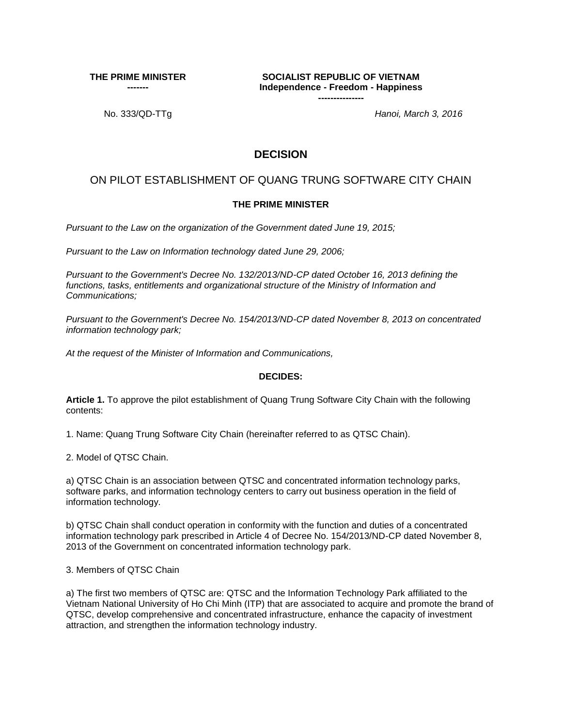| THE PRIME MINISTER<br>------- | SOCIALIST REPUBLIC OF VIETNAM<br>Independence - Freedom - Happiness<br>--------------- |
|---|---|
| No. 333/QD-TTg | *Hanoi, March 3, 2016* |

# DECISION

## ON PILOT ESTABLISHMENT OF QUANG TRUNG SOFTWARE CITY CHAIN

### THE PRIME MINISTER

*Pursuant to the Law on the organization of the Government dated June 19, 2015;*

*Pursuant to the Law on Information technology dated June 29, 2006;*

*Pursuant to the Government's Decree No. 132/2013/ND-CP dated October 16, 2013 defining the functions, tasks, entitlements and organizational structure of the Ministry of Information and Communications;*

*Pursuant to the Government's Decree No. 154/2013/ND-CP dated November 8, 2013 on concentrated information technology park;*

*At the request of the Minister of Information and Communications,*

**DECIDES:**

**Article 1.** To approve the pilot establishment of Quang Trung Software City Chain with the following contents:

1. Name: Quang Trung Software City Chain (hereinafter referred to as QTSC Chain).

2. Model of QTSC Chain.

a) QTSC Chain is an association between QTSC and concentrated information technology parks, software parks, and information technology centers to carry out business operation in the field of information technology.

b) QTSC Chain shall conduct operation in conformity with the function and duties of a concentrated information technology park prescribed in Article 4 of Decree No. 154/2013/ND-CP dated November 8, 2013 of the Government on concentrated information technology park.

3. Members of QTSC Chain

a) The first two members of QTSC are: QTSC and the Information Technology Park affiliated to the Vietnam National University of Ho Chi Minh (ITP) that are associated to acquire and promote the brand of QTSC, develop comprehensive and concentrated infrastructure, enhance the capacity of investment attraction, and strengthen the information technology industry.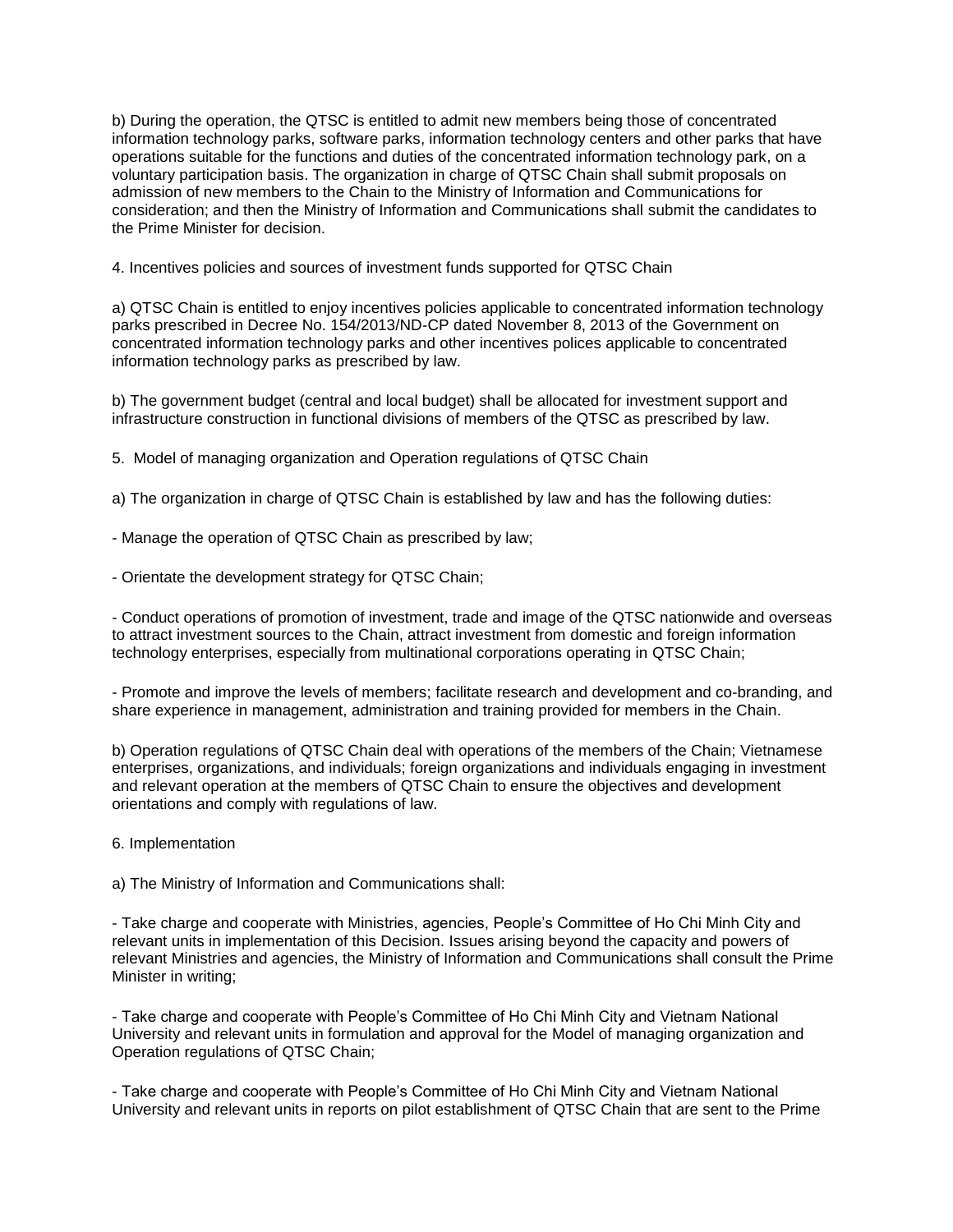b) During the operation, the QTSC is entitled to admit new members being those of concentrated information technology parks, software parks, information technology centers and other parks that have operations suitable for the functions and duties of the concentrated information technology park, on a voluntary participation basis. The organization in charge of QTSC Chain shall submit proposals on admission of new members to the Chain to the Ministry of Information and Communications for consideration; and then the Ministry of Information and Communications shall submit the candidates to the Prime Minister for decision.

4. Incentives policies and sources of investment funds supported for QTSC Chain

a) QTSC Chain is entitled to enjoy incentives policies applicable to concentrated information technology parks prescribed in Decree No. 154/2013/ND-CP dated November 8, 2013 of the Government on concentrated information technology parks and other incentives polices applicable to concentrated information technology parks as prescribed by law.

b) The government budget (central and local budget) shall be allocated for investment support and infrastructure construction in functional divisions of members of the QTSC as prescribed by law.

5. Model of managing organization and Operation regulations of QTSC Chain

a) The organization in charge of QTSC Chain is established by law and has the following duties:

- Manage the operation of QTSC Chain as prescribed by law;

- Orientate the development strategy for QTSC Chain;

- Conduct operations of promotion of investment, trade and image of the QTSC nationwide and overseas to attract investment sources to the Chain, attract investment from domestic and foreign information technology enterprises, especially from multinational corporations operating in QTSC Chain;

- Promote and improve the levels of members; facilitate research and development and co-branding, and share experience in management, administration and training provided for members in the Chain.

b) Operation regulations of QTSC Chain deal with operations of the members of the Chain; Vietnamese enterprises, organizations, and individuals; foreign organizations and individuals engaging in investment and relevant operation at the members of QTSC Chain to ensure the objectives and development orientations and comply with regulations of law.

6. Implementation

a) The Ministry of Information and Communications shall:

- Take charge and cooperate with Ministries, agencies, People's Committee of Ho Chi Minh City and relevant units in implementation of this Decision. Issues arising beyond the capacity and powers of relevant Ministries and agencies, the Ministry of Information and Communications shall consult the Prime Minister in writing;

- Take charge and cooperate with People's Committee of Ho Chi Minh City and Vietnam National University and relevant units in formulation and approval for the Model of managing organization and Operation regulations of QTSC Chain;

- Take charge and cooperate with People's Committee of Ho Chi Minh City and Vietnam National University and relevant units in reports on pilot establishment of QTSC Chain that are sent to the Prime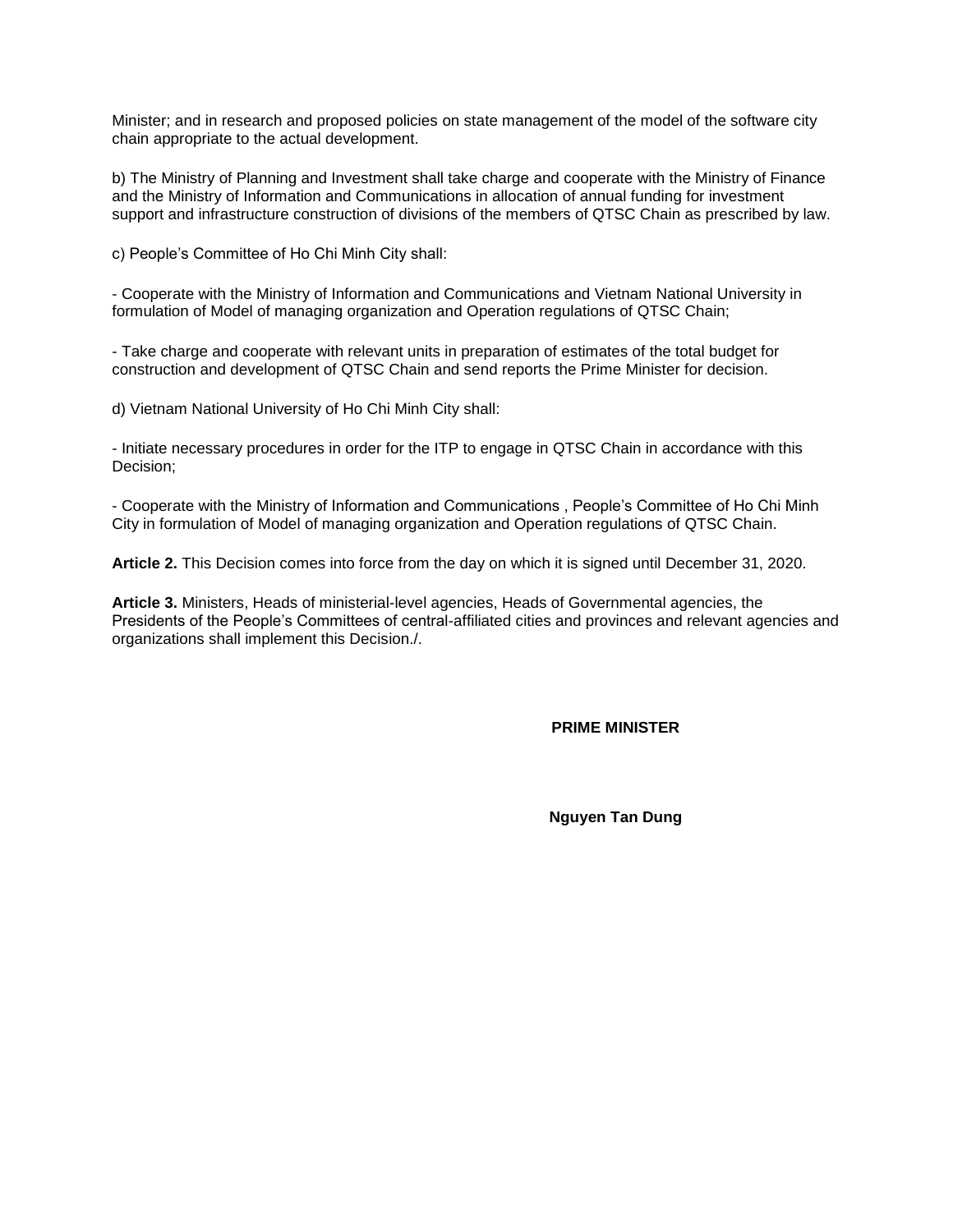Minister; and in research and proposed policies on state management of the model of the software city chain appropriate to the actual development.

b) The Ministry of Planning and Investment shall take charge and cooperate with the Ministry of Finance and the Ministry of Information and Communications in allocation of annual funding for investment support and infrastructure construction of divisions of the members of QTSC Chain as prescribed by law.

c) People's Committee of Ho Chi Minh City shall:

- Cooperate with the Ministry of Information and Communications and Vietnam National University in formulation of Model of managing organization and Operation regulations of QTSC Chain;

- Take charge and cooperate with relevant units in preparation of estimates of the total budget for construction and development of QTSC Chain and send reports the Prime Minister for decision.

d) Vietnam National University of Ho Chi Minh City shall:

- Initiate necessary procedures in order for the ITP to engage in QTSC Chain in accordance with this Decision;

- Cooperate with the Ministry of Information and Communications , People's Committee of Ho Chi Minh City in formulation of Model of managing organization and Operation regulations of QTSC Chain.

**Article 2.** This Decision comes into force from the day on which it is signed until December 31, 2020.

**Article 3.** Ministers, Heads of ministerial-level agencies, Heads of Governmental agencies, the Presidents of the People's Committees of central-affiliated cities and provinces and relevant agencies and organizations shall implement this Decision./.

**PRIME MINISTER**

**Nguyen Tan Dung**